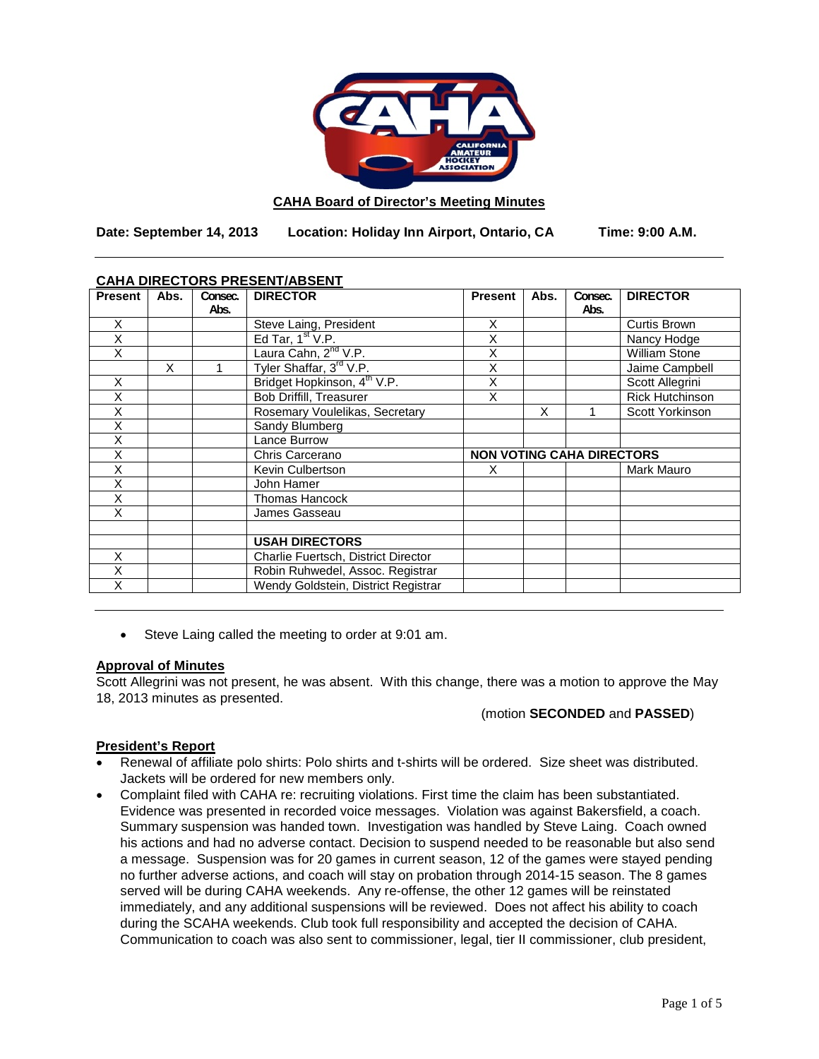**CAHA Board of Director's Meeting Minutes**

**Date: September 14, 2013 Location: Holiday Inn Airport, Ontario, CA Time: 9:00 A.M.**

**CAHA DIRECTORS PRESENT/ABSENT**

| Present | Abs. | Consec. Abs. | DIRECTOR | Present | Abs. | Consec. Abs. | DIRECTOR |
|---|---|---|---|---|---|---|---|
| X | | | Steve Laing, President | X | | | Curtis Brown |
| X | | | Ed Tar, 1st V.P. | X | | | Nancy Hodge |
| X | | | Laura Cahn, 2nd V.P. | X | | | William Stone |
| | X | 1 | Tyler Shaffar, 3rd V.P. | X | | | Jaime Campbell |
| X | | | Bridget Hopkinson, 4th V.P. | X | | | Scott Allegrini |
| X | | | Bob Driffill, Treasurer | X | | | Rick Hutchinson |
| X | | | Rosemary Voulelikas, Secretary | | X | 1 | Scott Yorkinson |
| X | | | Sandy Blumberg | | | | |
| X | | | Lance Burrow | | | | |
| X | | | Chris Carcerano | **NON VOTING CAHA DIRECTORS** | | | |
| X | | | Kevin Culbertson | X | | | Mark Mauro |
| X | | | John Hamer | | | | |
| X | | | Thomas Hancock | | | | |
| X | | | James Gasseau | | | | |
| | | | | | | | |
| | | | **USAH DIRECTORS** | | | | |
| X | | | Charlie Fuertsch, District Director | | | | |
| X | | | Robin Ruhwedel, Assoc. Registrar | | | | |
| X | | | Wendy Goldstein, District Registrar | | | | |

- Steve Laing called the meeting to order at 9:01 am.

**Approval of Minutes**

Scott Allegrini was not present, he was absent. With this change, there was a motion to approve the May 18, 2013 minutes as presented.

(motion **SECONDED** and **PASSED**)

**President's Report**

- Renewal of affiliate polo shirts: Polo shirts and t-shirts will be ordered. Size sheet was distributed. Jackets will be ordered for new members only.
- Complaint filed with CAHA re: recruiting violations. First time the claim has been substantiated. Evidence was presented in recorded voice messages. Violation was against Bakersfield, a coach. Summary suspension was handed town. Investigation was handled by Steve Laing. Coach owned his actions and had no adverse contact. Decision to suspend needed to be reasonable but also send a message. Suspension was for 20 games in current season, 12 of the games were stayed pending no further adverse actions, and coach will stay on probation through 2014-15 season. The 8 games served will be during CAHA weekends. Any re-offense, the other 12 games will be reinstated immediately, and any additional suspensions will be reviewed. Does not affect his ability to coach during the SCAHA weekends. Club took full responsibility and accepted the decision of CAHA. Communication to coach was also sent to commissioner, legal, tier II commissioner, club president,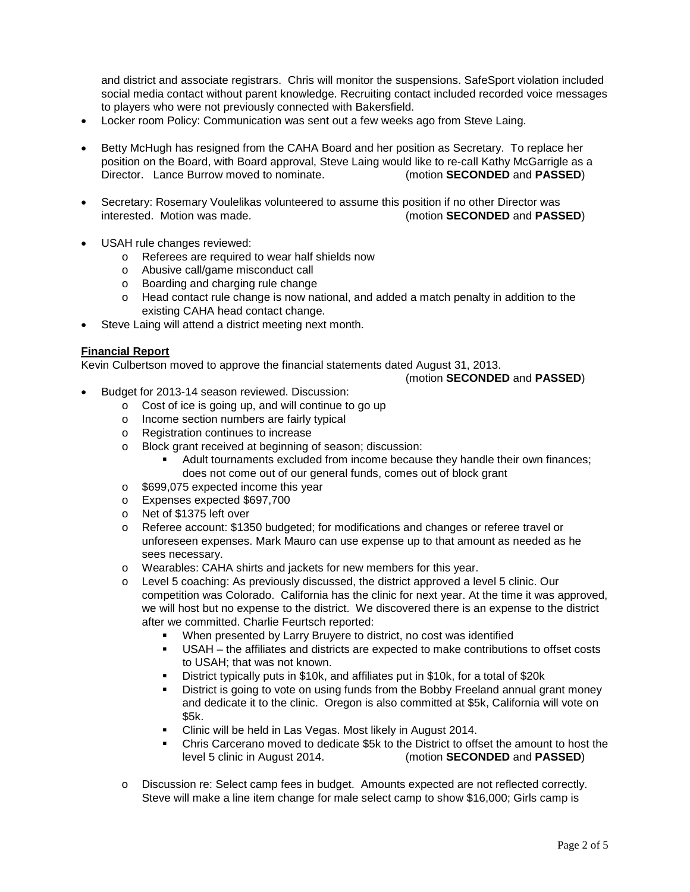and district and associate registrars. Chris will monitor the suspensions. SafeSport violation included social media contact without parent knowledge. Recruiting contact included recorded voice messages to players who were not previously connected with Bakersfield.

- Locker room Policy: Communication was sent out a few weeks ago from Steve Laing.
- Betty McHugh has resigned from the CAHA Board and her position as Secretary. To replace her position on the Board, with Board approval, Steve Laing would like to re-call Kathy McGarrigle as a Director. Lance Burrow moved to nominate. (motion **SECONDED** and **PASSED**)
- Secretary: Rosemary Voulelikas volunteered to assume this position if no other Director was interested. Motion was made. (motion **SECONDED** and **PASSED**)
- USAH rule changes reviewed:
  - Referees are required to wear half shields now
  - Abusive call/game misconduct call
  - Boarding and charging rule change
  - Head contact rule change is now national, and added a match penalty in addition to the existing CAHA head contact change.
- Steve Laing will attend a district meeting next month.

**Financial Report**

Kevin Culbertson moved to approve the financial statements dated August 31, 2013.
(motion **SECONDED** and **PASSED**)

- Budget for 2013-14 season reviewed. Discussion:
  - Cost of ice is going up, and will continue to go up
  - Income section numbers are fairly typical
  - Registration continues to increase
  - Block grant received at beginning of season; discussion:
    - Adult tournaments excluded from income because they handle their own finances; does not come out of our general funds, comes out of block grant
  - $699,075 expected income this year
  - Expenses expected $697,700
  - Net of $1375 left over
  - Referee account: $1350 budgeted; for modifications and changes or referee travel or unforeseen expenses. Mark Mauro can use expense up to that amount as needed as he sees necessary.
  - Wearables: CAHA shirts and jackets for new members for this year.
  - Level 5 coaching: As previously discussed, the district approved a level 5 clinic. Our competition was Colorado. California has the clinic for next year. At the time it was approved, we will host but no expense to the district. We discovered there is an expense to the district after we committed. Charlie Feurtsch reported:
    - When presented by Larry Bruyere to district, no cost was identified
    - USAH – the affiliates and districts are expected to make contributions to offset costs to USAH; that was not known.
    - District typically puts in $10k, and affiliates put in $10k, for a total of $20k
    - District is going to vote on using funds from the Bobby Freeland annual grant money and dedicate it to the clinic. Oregon is also committed at $5k, California will vote on $5k.
    - Clinic will be held in Las Vegas. Most likely in August 2014.
    - Chris Carcerano moved to dedicate $5k to the District to offset the amount to host the level 5 clinic in August 2014. (motion **SECONDED** and **PASSED**)
  - Discussion re: Select camp fees in budget. Amounts expected are not reflected correctly. Steve will make a line item change for male select camp to show $16,000; Girls camp is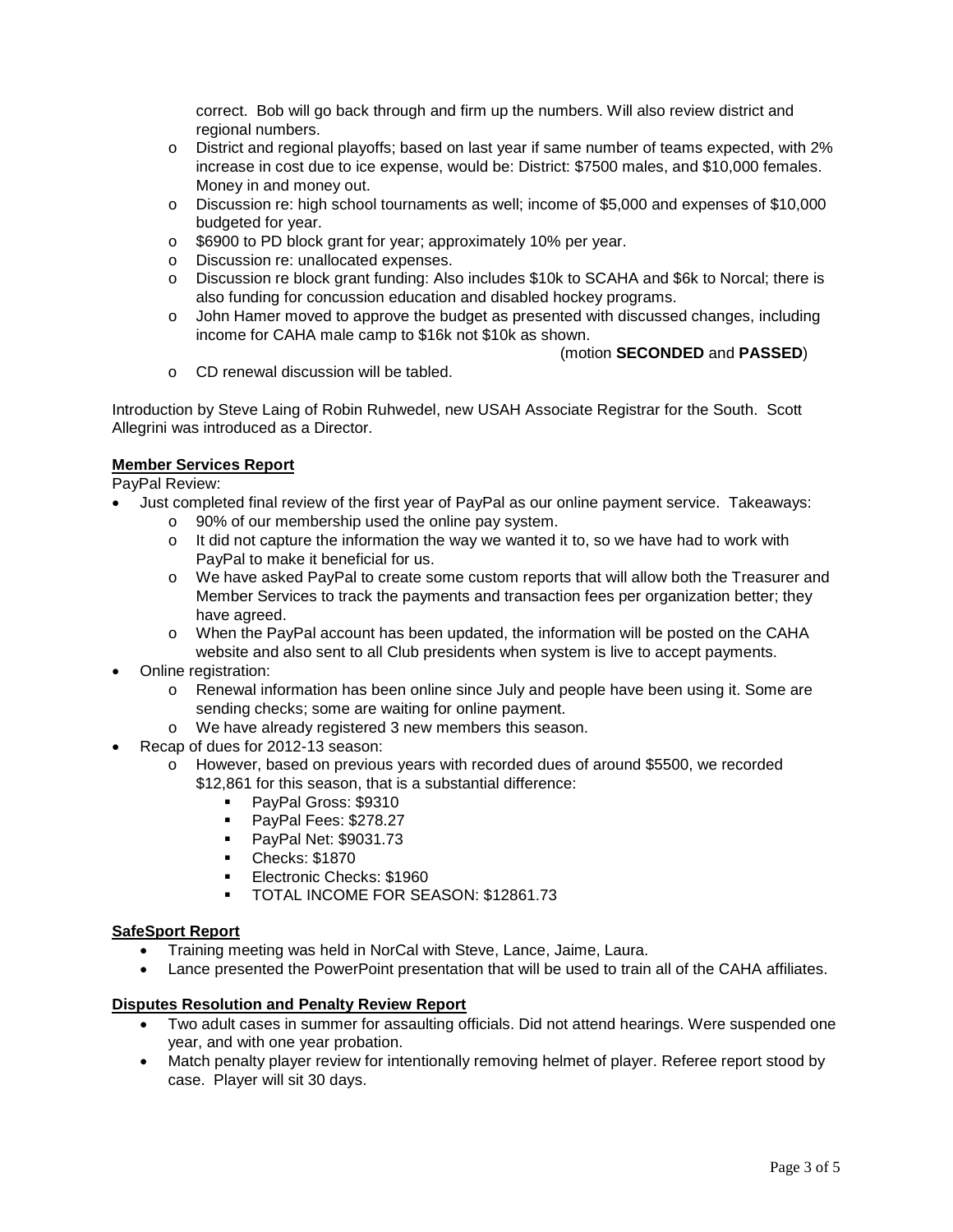correct. Bob will go back through and firm up the numbers. Will also review district and regional numbers.

- District and regional playoffs; based on last year if same number of teams expected, with 2% increase in cost due to ice expense, would be: District: $7500 males, and $10,000 females. Money in and money out.
- Discussion re: high school tournaments as well; income of $5,000 and expenses of $10,000 budgeted for year.
- $6900 to PD block grant for year; approximately 10% per year.
- Discussion re: unallocated expenses.
- Discussion re block grant funding: Also includes $10k to SCAHA and $6k to Norcal; there is also funding for concussion education and disabled hockey programs.
- John Hamer moved to approve the budget as presented with discussed changes, including income for CAHA male camp to $16k not $10k as shown.

  (motion **SECONDED** and **PASSED**)
- CD renewal discussion will be tabled.

Introduction by Steve Laing of Robin Ruhwedel, new USAH Associate Registrar for the South. Scott Allegrini was introduced as a Director.

**Member Services Report**

PayPal Review:

- Just completed final review of the first year of PayPal as our online payment service. Takeaways:
  - 90% of our membership used the online pay system.
  - It did not capture the information the way we wanted it to, so we have had to work with PayPal to make it beneficial for us.
  - We have asked PayPal to create some custom reports that will allow both the Treasurer and Member Services to track the payments and transaction fees per organization better; they have agreed.
  - When the PayPal account has been updated, the information will be posted on the CAHA website and also sent to all Club presidents when system is live to accept payments.
- Online registration:
  - Renewal information has been online since July and people have been using it. Some are sending checks; some are waiting for online payment.
  - We have already registered 3 new members this season.
- Recap of dues for 2012-13 season:
  - However, based on previous years with recorded dues of around $5500, we recorded $12,861 for this season, that is a substantial difference:
    - PayPal Gross: $9310
    - PayPal Fees: $278.27
    - PayPal Net: $9031.73
    - Checks: $1870
    - Electronic Checks: $1960
    - TOTAL INCOME FOR SEASON: $12861.73

**SafeSport Report**

- Training meeting was held in NorCal with Steve, Lance, Jaime, Laura.
- Lance presented the PowerPoint presentation that will be used to train all of the CAHA affiliates.

**Disputes Resolution and Penalty Review Report**

- Two adult cases in summer for assaulting officials. Did not attend hearings. Were suspended one year, and with one year probation.
- Match penalty player review for intentionally removing helmet of player. Referee report stood by case. Player will sit 30 days.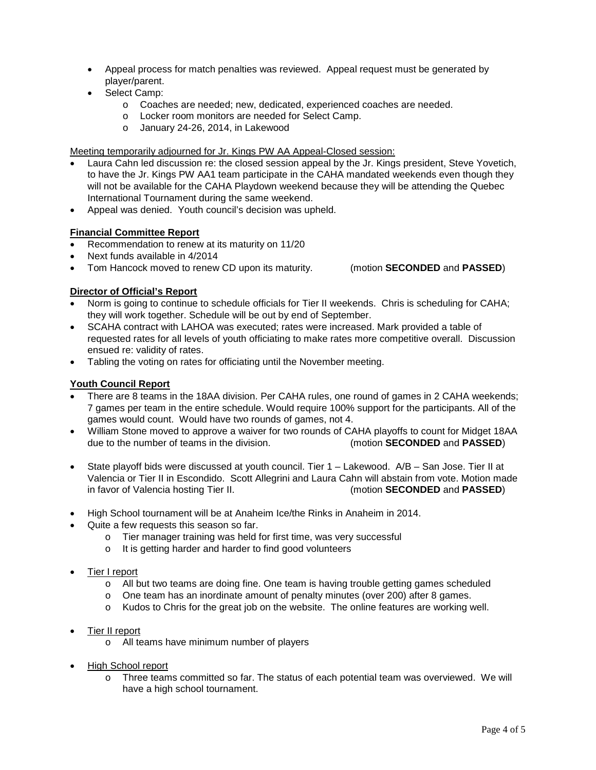- Appeal process for match penalties was reviewed. Appeal request must be generated by player/parent.
- Select Camp:
  - Coaches are needed; new, dedicated, experienced coaches are needed.
  - Locker room monitors are needed for Select Camp.
  - January 24-26, 2014, in Lakewood

Meeting temporarily adjourned for Jr. Kings PW AA Appeal-Closed session:

- Laura Cahn led discussion re: the closed session appeal by the Jr. Kings president, Steve Yovetich, to have the Jr. Kings PW AA1 team participate in the CAHA mandated weekends even though they will not be available for the CAHA Playdown weekend because they will be attending the Quebec International Tournament during the same weekend.
- Appeal was denied. Youth council's decision was upheld.

**Financial Committee Report**

- Recommendation to renew at its maturity on 11/20
- Next funds available in 4/2014
- Tom Hancock moved to renew CD upon its maturity. (motion **SECONDED** and **PASSED**)

**Director of Official's Report**

- Norm is going to continue to schedule officials for Tier II weekends. Chris is scheduling for CAHA; they will work together. Schedule will be out by end of September.
- SCAHA contract with LAHOA was executed; rates were increased. Mark provided a table of requested rates for all levels of youth officiating to make rates more competitive overall. Discussion ensued re: validity of rates.
- Tabling the voting on rates for officiating until the November meeting.

**Youth Council Report**

- There are 8 teams in the 18AA division. Per CAHA rules, one round of games in 2 CAHA weekends; 7 games per team in the entire schedule. Would require 100% support for the participants. All of the games would count. Would have two rounds of games, not 4.
- William Stone moved to approve a waiver for two rounds of CAHA playoffs to count for Midget 18AA due to the number of teams in the division. (motion **SECONDED** and **PASSED**)

- State playoff bids were discussed at youth council. Tier 1 – Lakewood. A/B – San Jose. Tier II at Valencia or Tier II in Escondido. Scott Allegrini and Laura Cahn will abstain from vote. Motion made in favor of Valencia hosting Tier II. (motion **SECONDED** and **PASSED**)

- High School tournament will be at Anaheim Ice/the Rinks in Anaheim in 2014.
- Quite a few requests this season so far.
  - Tier manager training was held for first time, was very successful
  - It is getting harder and harder to find good volunteers

- Tier I report
  - All but two teams are doing fine. One team is having trouble getting games scheduled
  - One team has an inordinate amount of penalty minutes (over 200) after 8 games.
  - Kudos to Chris for the great job on the website. The online features are working well.

- Tier II report
  - All teams have minimum number of players

- High School report
  - Three teams committed so far. The status of each potential team was overviewed. We will have a high school tournament.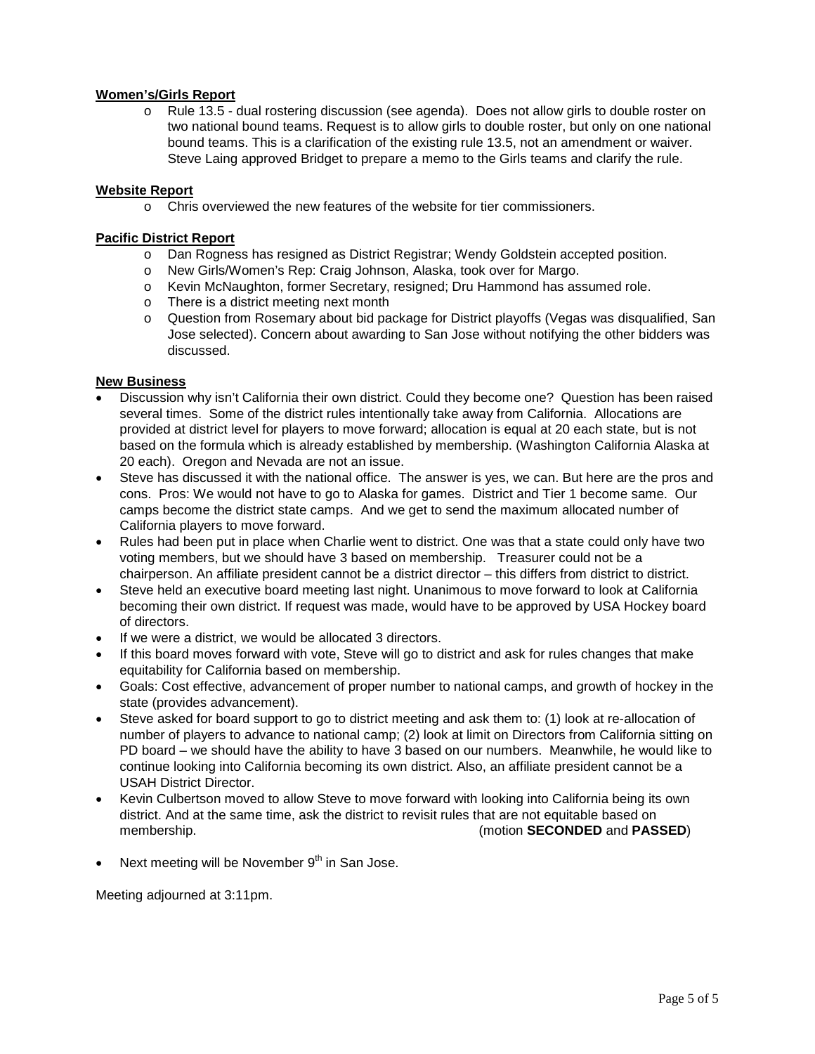**Women's/Girls Report**

- Rule 13.5 - dual rostering discussion (see agenda). Does not allow girls to double roster on two national bound teams. Request is to allow girls to double roster, but only on one national bound teams. This is a clarification of the existing rule 13.5, not an amendment or waiver. Steve Laing approved Bridget to prepare a memo to the Girls teams and clarify the rule.

**Website Report**

- Chris overviewed the new features of the website for tier commissioners.

**Pacific District Report**

- Dan Rogness has resigned as District Registrar; Wendy Goldstein accepted position.
- New Girls/Women's Rep: Craig Johnson, Alaska, took over for Margo.
- Kevin McNaughton, former Secretary, resigned; Dru Hammond has assumed role.
- There is a district meeting next month
- Question from Rosemary about bid package for District playoffs (Vegas was disqualified, San Jose selected). Concern about awarding to San Jose without notifying the other bidders was discussed.

**New Business**

- Discussion why isn't California their own district. Could they become one? Question has been raised several times. Some of the district rules intentionally take away from California. Allocations are provided at district level for players to move forward; allocation is equal at 20 each state, but is not based on the formula which is already established by membership. (Washington California Alaska at 20 each). Oregon and Nevada are not an issue.
- Steve has discussed it with the national office. The answer is yes, we can. But here are the pros and cons. Pros: We would not have to go to Alaska for games. District and Tier 1 become same. Our camps become the district state camps. And we get to send the maximum allocated number of California players to move forward.
- Rules had been put in place when Charlie went to district. One was that a state could only have two voting members, but we should have 3 based on membership. Treasurer could not be a chairperson. An affiliate president cannot be a district director – this differs from district to district.
- Steve held an executive board meeting last night. Unanimous to move forward to look at California becoming their own district. If request was made, would have to be approved by USA Hockey board of directors.
- If we were a district, we would be allocated 3 directors.
- If this board moves forward with vote, Steve will go to district and ask for rules changes that make equitability for California based on membership.
- Goals: Cost effective, advancement of proper number to national camps, and growth of hockey in the state (provides advancement).
- Steve asked for board support to go to district meeting and ask them to: (1) look at re-allocation of number of players to advance to national camp; (2) look at limit on Directors from California sitting on PD board – we should have the ability to have 3 based on our numbers. Meanwhile, he would like to continue looking into California becoming its own district. Also, an affiliate president cannot be a USAH District Director.
- Kevin Culbertson moved to allow Steve to move forward with looking into California being its own district. And at the same time, ask the district to revisit rules that are not equitable based on membership. (motion **SECONDED** and **PASSED**)
- Next meeting will be November 9th in San Jose.

Meeting adjourned at 3:11pm.